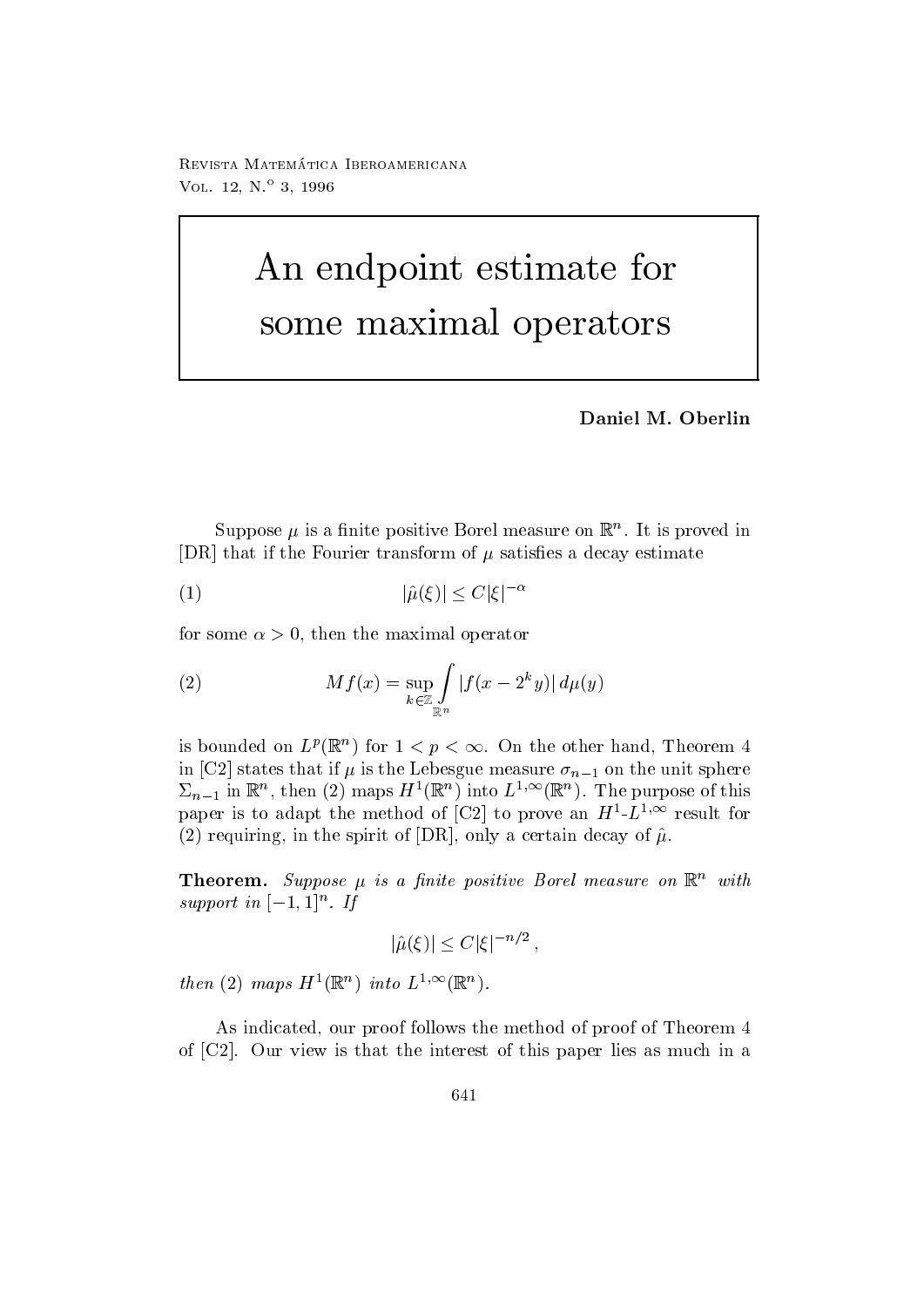# An endpoint estimate for some maximal operators

**Daniel M. Oberlin**

Suppose $\mu$ is a finite positive Borel measure on $\mathbb{R}^n$. It is proved in [DR] that if the Fourier transform of $\mu$ satisfies a decay estimate

$$|\hat{\mu}(\xi)| \leq C|\xi|^{-\alpha} \tag{1}$$

for some $\alpha > 0$, then the maximal operator

$$Mf(x) = \sup_{k \in \mathbb{Z}} \int_{\mathbb{R}^n} |f(x - 2^k y)| \, d\mu(y) \tag{2}$$

is bounded on $L^p(\mathbb{R}^n)$ for $1 < p < \infty$. On the other hand, Theorem 4 in [C2] states that if $\mu$ is the Lebesgue measure $\sigma_{n-1}$ on the unit sphere $\Sigma_{n-1}$ in $\mathbb{R}^n$, then (2) maps $H^1(\mathbb{R}^n)$ into $L^{1,\infty}(\mathbb{R}^n)$. The purpose of this paper is to adapt the method of [C2] to prove an $H^1$-$L^{1,\infty}$ result for (2) requiring, in the spirit of [DR], only a certain decay of $\hat{\mu}$.

**Theorem.** *Suppose $\mu$ is a finite positive Borel measure on $\mathbb{R}^n$ with support in $[-1,1]^n$. If*

$$|\hat{\mu}(\xi)| \leq C|\xi|^{-n/2},$$

*then (2) maps $H^1(\mathbb{R}^n)$ into $L^{1,\infty}(\mathbb{R}^n)$.*

As indicated, our proof follows the method of proof of Theorem 4 of [C2]. Our view is that the interest of this paper lies as much in a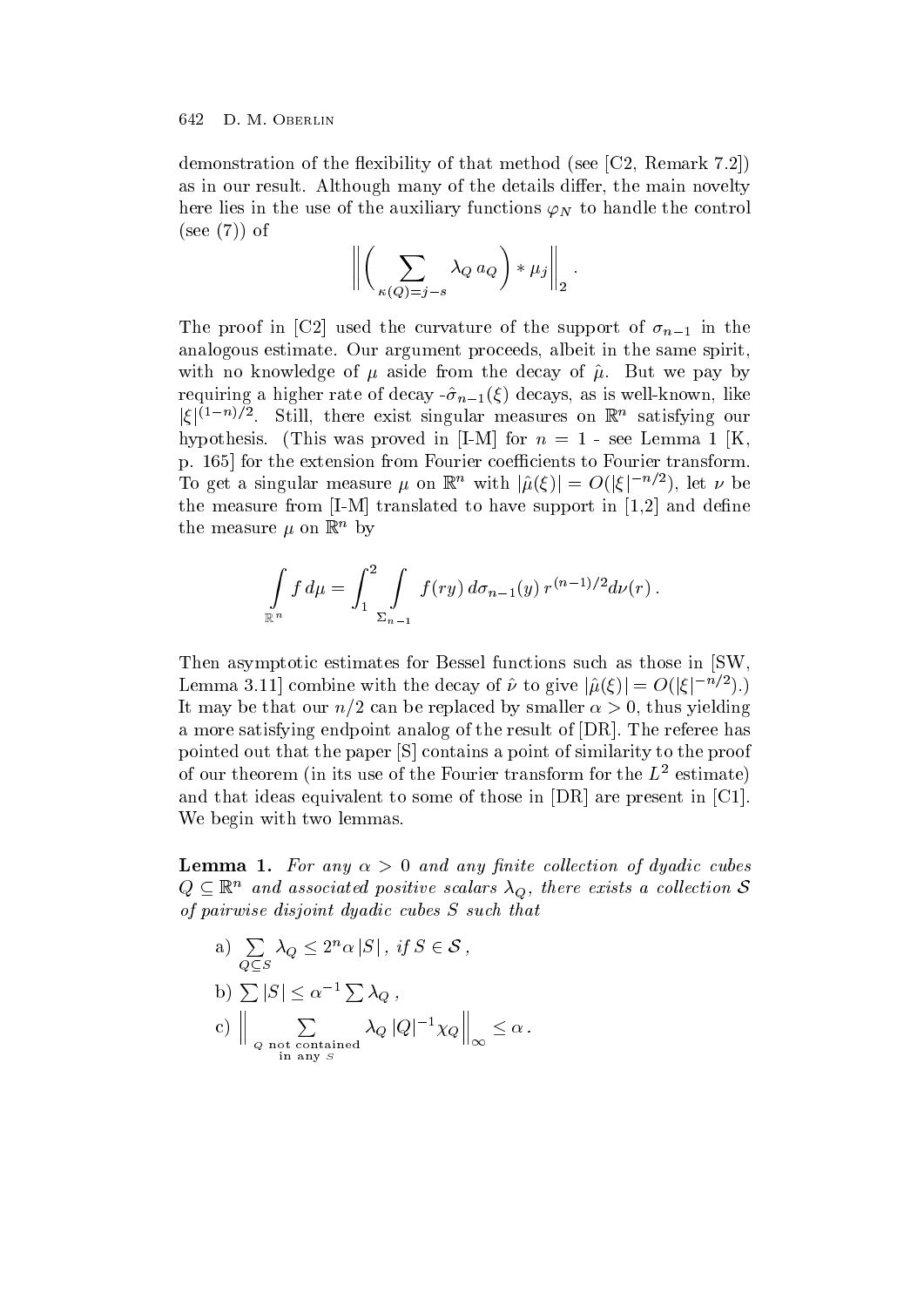demonstration of the flexibility of that method (see [C2, Remark 7.2]) as in our result. Although many of the details differ, the main novelty here lies in the use of the auxiliary functions $\varphi_N$ to handle the control (see (7)) of

$$\Big\| \Big( \sum_{\kappa(Q)=j-s} \lambda_Q \, a_Q \Big) * \mu_j \Big\|_2 .$$

The proof in [C2] used the curvature of the support of $\sigma_{n-1}$ in the analogous estimate. Our argument proceeds, albeit in the same spirit, with no knowledge of $\mu$ aside from the decay of $\hat{\mu}$. But we pay by requiring a higher rate of decay -$\hat{\sigma}_{n-1}(\xi)$ decays, as is well-known, like $|\xi|^{(1-n)/2}$. Still, there exist singular measures on $\mathbb{R}^n$ satisfying our hypothesis. (This was proved in [I-M] for $n = 1$ - see Lemma 1 [K, p. 165] for the extension from Fourier coefficients to Fourier transform. To get a singular measure $\mu$ on $\mathbb{R}^n$ with $|\hat{\mu}(\xi)| = O(|\xi|^{-n/2})$, let $\nu$ be the measure from [I-M] translated to have support in [1,2] and define the measure $\mu$ on $\mathbb{R}^n$ by

$$\int_{\mathbb{R}^n} f \, d\mu = \int_1^2 \int_{\Sigma_{n-1}} f(ry) \, d\sigma_{n-1}(y) \, r^{(n-1)/2} d\nu(r) .$$

Then asymptotic estimates for Bessel functions such as those in [SW, Lemma 3.11] combine with the decay of $\hat{\nu}$ to give $|\hat{\mu}(\xi)| = O(|\xi|^{-n/2})$.) It may be that our $n/2$ can be replaced by smaller $\alpha > 0$, thus yielding a more satisfying endpoint analog of the result of [DR]. The referee has pointed out that the paper [S] contains a point of similarity to the proof of our theorem (in its use of the Fourier transform for the $L^2$ estimate) and that ideas equivalent to some of those in [DR] are present in [C1]. We begin with two lemmas.

**Lemma 1.** *For any $\alpha > 0$ and any finite collection of dyadic cubes $Q \subseteq \mathbb{R}^n$ and associated positive scalars $\lambda_Q$, there exists a collection $\mathcal{S}$ of pairwise disjoint dyadic cubes $S$ such that*

a) $\sum_{Q \subseteq S} \lambda_Q \leq 2^n \alpha \, |S| \, ,$ *if* $S \in \mathcal{S}$ ,

b) $\sum |S| \leq \alpha^{-1} \sum \lambda_Q$ ,

c) $\Big\| \sum_{\substack{Q \text{ not contained} \\ \text{in any } S}} \lambda_Q \, |Q|^{-1} \chi_Q \Big\|_\infty \leq \alpha \, .$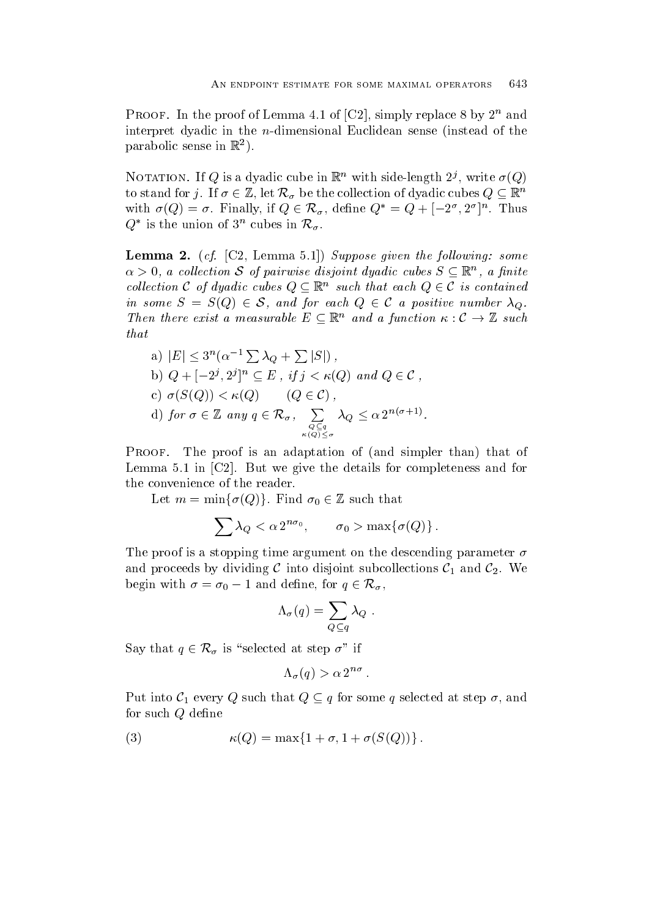Proof. In the proof of Lemma 4.1 of [C2], simply replace 8 by $2^n$ and interpret dyadic in the $n$-dimensional Euclidean sense (instead of the parabolic sense in $\mathbb{R}^2$).

Notation. If $Q$ is a dyadic cube in $\mathbb{R}^n$ with side-length $2^j$, write $\sigma(Q)$ to stand for $j$. If $\sigma \in \mathbb{Z}$, let $\mathcal{R}_\sigma$ be the collection of dyadic cubes $Q \subseteq \mathbb{R}^n$ with $\sigma(Q) = \sigma$. Finally, if $Q \in \mathcal{R}_\sigma$, define $Q^* = Q + [-2^\sigma, 2^\sigma]^n$. Thus $Q^*$ is the union of $3^n$ cubes in $\mathcal{R}_\sigma$.

**Lemma 2.** (*cf.* [C2, Lemma 5.1]) *Suppose given the following: some $\alpha > 0$, a collection $\mathcal{S}$ of pairwise disjoint dyadic cubes $S \subseteq \mathbb{R}^n$, a finite collection $\mathcal{C}$ of dyadic cubes $Q \subseteq \mathbb{R}^n$ such that each $Q \in \mathcal{C}$ is contained in some $S = S(Q) \in \mathcal{S}$, and for each $Q \in \mathcal{C}$ a positive number $\lambda_Q$. Then there exist a measurable $E \subseteq \mathbb{R}^n$ and a function $\kappa : \mathcal{C} \to \mathbb{Z}$ such that*

a) $|E| \leq 3^n(\alpha^{-1} \sum \lambda_Q + \sum |S|)$ ,

b) $Q + [-2^j, 2^j]^n \subseteq E$ , *if* $j < \kappa(Q)$ *and* $Q \in \mathcal{C}$ ,

c) $\sigma(S(Q)) < \kappa(Q) \qquad (Q \in \mathcal{C})$ ,

d) *for* $\sigma \in \mathbb{Z}$ *any* $q \in \mathcal{R}_\sigma$, $\displaystyle\sum_{\substack{Q \subseteq q \\ \kappa(Q) \leq \sigma}} \lambda_Q \leq \alpha\, 2^{n(\sigma+1)}$.

Proof. The proof is an adaptation of (and simpler than) that of Lemma 5.1 in [C2]. But we give the details for completeness and for the convenience of the reader.

Let $m = \min\{\sigma(Q)\}$. Find $\sigma_0 \in \mathbb{Z}$ such that

$$\sum \lambda_Q < \alpha\, 2^{n\sigma_0}, \qquad \sigma_0 > \max\{\sigma(Q)\}\,.$$

The proof is a stopping time argument on the descending parameter $\sigma$ and proceeds by dividing $\mathcal{C}$ into disjoint subcollections $\mathcal{C}_1$ and $\mathcal{C}_2$. We begin with $\sigma = \sigma_0 - 1$ and define, for $q \in \mathcal{R}_\sigma$,

$$\Lambda_\sigma(q) = \sum_{Q \subseteq q} \lambda_Q \ .$$

Say that $q \in \mathcal{R}_\sigma$ is "selected at step $\sigma$" if

$$\Lambda_\sigma(q) > \alpha\, 2^{n\sigma}\,.$$

Put into $\mathcal{C}_1$ every $Q$ such that $Q \subseteq q$ for some $q$ selected at step $\sigma$, and for such $Q$ define

$$\kappa(Q) = \max\{1 + \sigma, 1 + \sigma(S(Q))\}\,. \tag{3}$$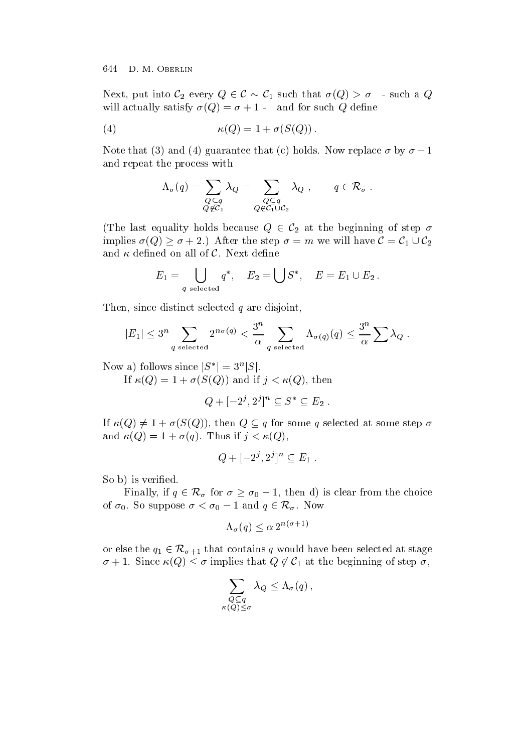Next, put into $\mathcal{C}_2$ every $Q \in \mathcal{C} \sim \mathcal{C}_1$ such that $\sigma(Q) > \sigma$ - such a $Q$ will actually satisfy $\sigma(Q) = \sigma + 1$ - and for such $Q$ define

$$\kappa(Q) = 1 + \sigma(S(Q)) \,. \tag{4}$$

Note that (3) and (4) guarantee that (c) holds. Now replace $\sigma$ by $\sigma - 1$ and repeat the process with

$$\Lambda_\sigma(q) = \sum_{\substack{Q \subseteq q \\ Q \notin \mathcal{C}_1}} \lambda_Q = \sum_{\substack{Q \subseteq q \\ Q \notin \mathcal{C}_1 \cup \mathcal{C}_2}} \lambda_Q \,, \qquad q \in \mathcal{R}_\sigma \,.$$

(The last equality holds because $Q \in \mathcal{C}_2$ at the beginning of step $\sigma$ implies $\sigma(Q) \geq \sigma + 2$.) After the step $\sigma = m$ we will have $\mathcal{C} = \mathcal{C}_1 \cup \mathcal{C}_2$ and $\kappa$ defined on all of $\mathcal{C}$. Next define

$$E_1 = \bigcup_{q \text{ selected}} q^*, \quad E_2 = \bigcup S^*, \quad E = E_1 \cup E_2 \,.$$

Then, since distinct selected $q$ are disjoint,

$$|E_1| \leq 3^n \sum_{q \text{ selected}} 2^{n\sigma(q)} < \frac{3^n}{\alpha} \sum_{q \text{ selected}} \Lambda_{\sigma(q)}(q) \leq \frac{3^n}{\alpha} \sum \lambda_Q \,.$$

Now a) follows since $|S^*| = 3^n |S|$.

If $\kappa(Q) = 1 + \sigma(S(Q))$ and if $j < \kappa(Q)$, then

$$Q + [-2^j, 2^j]^n \subseteq S^* \subseteq E_2 \,.$$

If $\kappa(Q) \neq 1 + \sigma(S(Q))$, then $Q \subseteq q$ for some $q$ selected at some step $\sigma$ and $\kappa(Q) = 1 + \sigma(q)$. Thus if $j < \kappa(Q)$,

$$Q + [-2^j, 2^j]^n \subseteq E_1 \,.$$

So b) is verified.

Finally, if $q \in \mathcal{R}_\sigma$ for $\sigma \geq \sigma_0 - 1$, then d) is clear from the choice of $\sigma_0$. So suppose $\sigma < \sigma_0 - 1$ and $q \in \mathcal{R}_\sigma$. Now

$$\Lambda_\sigma(q) \leq \alpha \, 2^{n(\sigma+1)}$$

or else the $q_1 \in \mathcal{R}_{\sigma+1}$ that contains $q$ would have been selected at stage $\sigma + 1$. Since $\kappa(Q) \leq \sigma$ implies that $Q \notin \mathcal{C}_1$ at the beginning of step $\sigma$,

$$\sum_{\substack{Q \subseteq q \\ \kappa(Q) \leq \sigma}} \lambda_Q \leq \Lambda_\sigma(q) \,,$$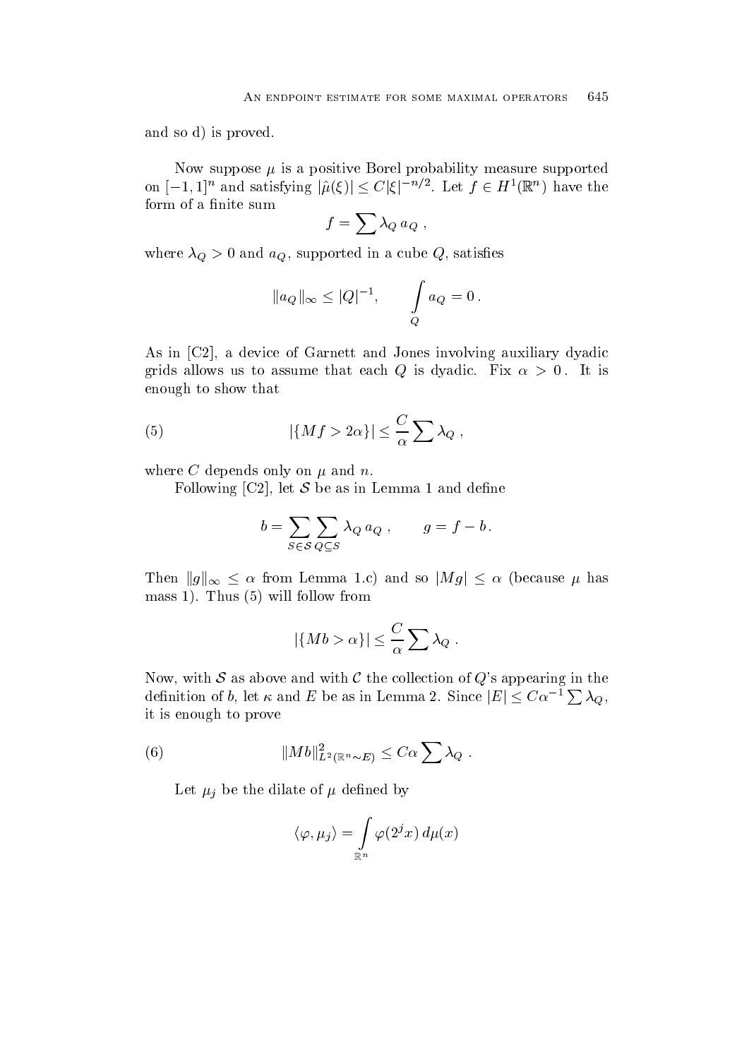and so d) is proved.

Now suppose $\mu$ is a positive Borel probability measure supported on $[-1,1]^n$ and satisfying $|\hat{\mu}(\xi)| \le C|\xi|^{-n/2}$. Let $f \in H^1(\mathbb{R}^n)$ have the form of a finite sum

$$f = \sum \lambda_Q \, a_Q \, ,$$

where $\lambda_Q > 0$ and $a_Q$, supported in a cube $Q$, satisfies

$$\|a_Q\|_\infty \le |Q|^{-1}, \qquad \int_Q a_Q = 0 \, .$$

As in [C2], a device of Garnett and Jones involving auxiliary dyadic grids allows us to assume that each $Q$ is dyadic. Fix $\alpha > 0$. It is enough to show that

$$|\{Mf > 2\alpha\}| \le \frac{C}{\alpha} \sum \lambda_Q \, , \tag{5}$$

where $C$ depends only on $\mu$ and $n$.

Following [C2], let $\mathcal{S}$ be as in Lemma 1 and define

$$b = \sum_{S \in \mathcal{S}} \sum_{Q \subseteq S} \lambda_Q \, a_Q \, , \qquad g = f - b \, .$$

Then $\|g\|_\infty \le \alpha$ from Lemma 1.c) and so $|Mg| \le \alpha$ (because $\mu$ has mass 1). Thus (5) will follow from

$$|\{Mb > \alpha\}| \le \frac{C}{\alpha} \sum \lambda_Q \, .$$

Now, with $\mathcal{S}$ as above and with $\mathcal{C}$ the collection of $Q$'s appearing in the definition of $b$, let $\kappa$ and $E$ be as in Lemma 2. Since $|E| \le C\alpha^{-1} \sum \lambda_Q$, it is enough to prove

$$\|Mb\|^2_{L^2(\mathbb{R}^n \sim E)} \le C\alpha \sum \lambda_Q \, . \tag{6}$$

Let $\mu_j$ be the dilate of $\mu$ defined by

$$\langle \varphi, \mu_j \rangle = \int_{\mathbb{R}^n} \varphi(2^j x) \, d\mu(x)$$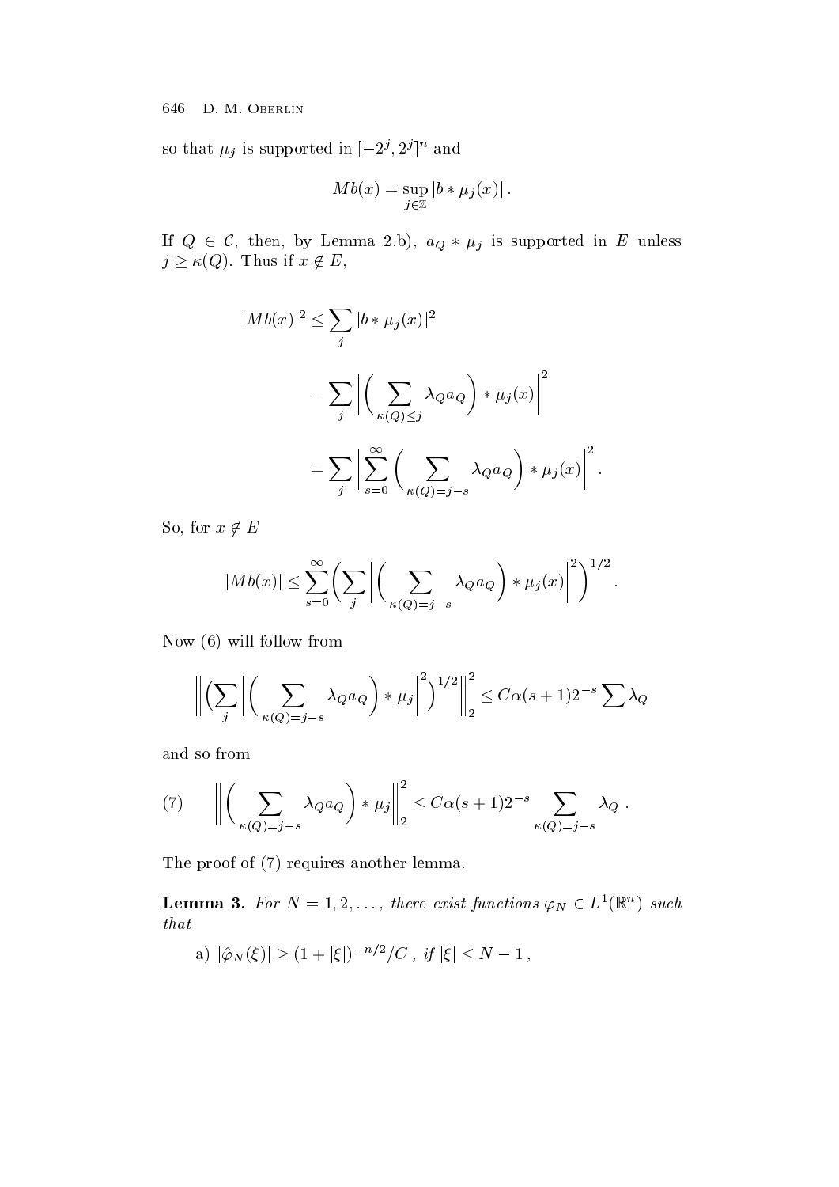so that $\mu_j$ is supported in $[-2^j, 2^j]^n$ and

$$Mb(x) = \sup_{j \in \mathbb{Z}} |b * \mu_j(x)| .$$

If $Q \in \mathcal{C}$, then, by Lemma 2.b), $a_Q * \mu_j$ is supported in $E$ unless $j \geq \kappa(Q)$. Thus if $x \notin E$,

$$\begin{aligned} |Mb(x)|^2 &\leq \sum_j |b * \mu_j(x)|^2 \\ &= \sum_j \Big| \Big( \sum_{\kappa(Q) \leq j} \lambda_Q a_Q \Big) * \mu_j(x) \Big|^2 \\ &= \sum_j \Big| \sum_{s=0}^{\infty} \Big( \sum_{\kappa(Q) = j-s} \lambda_Q a_Q \Big) * \mu_j(x) \Big|^2 . \end{aligned}$$

So, for $x \notin E$

$$|Mb(x)| \leq \sum_{s=0}^{\infty} \Big( \sum_j \Big| \Big( \sum_{\kappa(Q) = j-s} \lambda_Q a_Q \Big) * \mu_j(x) \Big|^2 \Big)^{1/2} .$$

Now (6) will follow from

$$\Big\| \Big( \sum_j \Big| \Big( \sum_{\kappa(Q) = j-s} \lambda_Q a_Q \Big) * \mu_j \Big|^2 \Big)^{1/2} \Big\|_2^2 \leq C \alpha (s+1) 2^{-s} \sum \lambda_Q$$

and so from

$$\Big\| \Big( \sum_{\kappa(Q) = j-s} \lambda_Q a_Q \Big) * \mu_j \Big\|_2^2 \leq C \alpha (s+1) 2^{-s} \sum_{\kappa(Q) = j-s} \lambda_Q . \tag{7}$$

The proof of (7) requires another lemma.

**Lemma 3.** *For $N = 1, 2, \ldots$, there exist functions $\varphi_N \in L^1(\mathbb{R}^n)$ such that*

a) $|\hat{\varphi}_N(\xi)| \geq (1 + |\xi|)^{-n/2}/C$ , *if* $|\xi| \leq N - 1$ ,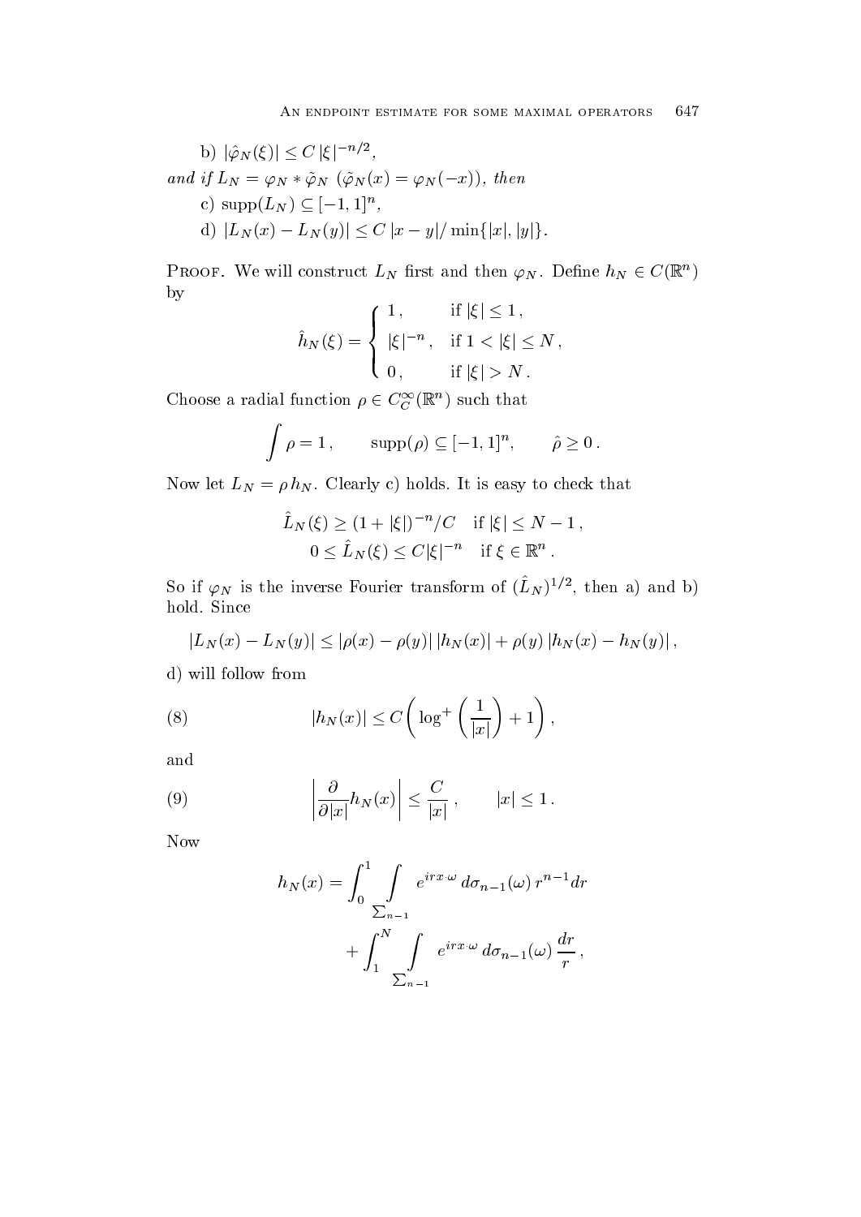b) $|\hat{\varphi}_N(\xi)| \le C\,|\xi|^{-n/2}$,

*and if* $L_N = \varphi_N * \tilde{\varphi}_N$ $(\tilde{\varphi}_N(x) = \varphi_N(-x))$, *then*

c) $\operatorname{supp}(L_N) \subseteq [-1,1]^n$,

d) $|L_N(x) - L_N(y)| \le C\,|x-y|/\min\{|x|,|y|\}$.

Proof. We will construct $L_N$ first and then $\varphi_N$. Define $h_N \in C(\mathbb{R}^n)$ by

$$\hat{h}_N(\xi) = \begin{cases} 1\,, & \text{if } |\xi| \le 1\,, \\ |\xi|^{-n}\,, & \text{if } 1 < |\xi| \le N\,, \\ 0\,, & \text{if } |\xi| > N\,. \end{cases}$$

Choose a radial function $\rho \in C_C^\infty(\mathbb{R}^n)$ such that

$$\int \rho = 1\,, \qquad \operatorname{supp}(\rho) \subseteq [-1,1]^n, \qquad \hat{\rho} \ge 0\,.$$

Now let $L_N = \rho\, h_N$. Clearly c) holds. It is easy to check that

$$\hat{L}_N(\xi) \ge (1+|\xi|)^{-n}/C \quad \text{if } |\xi| \le N-1\,,$$
$$0 \le \hat{L}_N(\xi) \le C|\xi|^{-n} \quad \text{if } \xi \in \mathbb{R}^n\,.$$

So if $\varphi_N$ is the inverse Fourier transform of $(\hat{L}_N)^{1/2}$, then a) and b) hold. Since

$$|L_N(x) - L_N(y)| \le |\rho(x) - \rho(y)|\,|h_N(x)| + \rho(y)\,|h_N(x) - h_N(y)|\,,$$

d) will follow from

$$|h_N(x)| \le C\left(\log^+\left(\frac{1}{|x|}\right) + 1\right), \tag{8}$$

and

$$\left|\frac{\partial}{\partial |x|} h_N(x)\right| \le \frac{C}{|x|}\,, \qquad |x| \le 1\,. \tag{9}$$

Now

$$h_N(x) = \int_0^1 \int_{\Sigma_{n-1}} e^{irx\cdot\omega}\, d\sigma_{n-1}(\omega)\, r^{n-1} dr + \int_1^N \int_{\Sigma_{n-1}} e^{irx\cdot\omega}\, d\sigma_{n-1}(\omega)\, \frac{dr}{r}\,,$$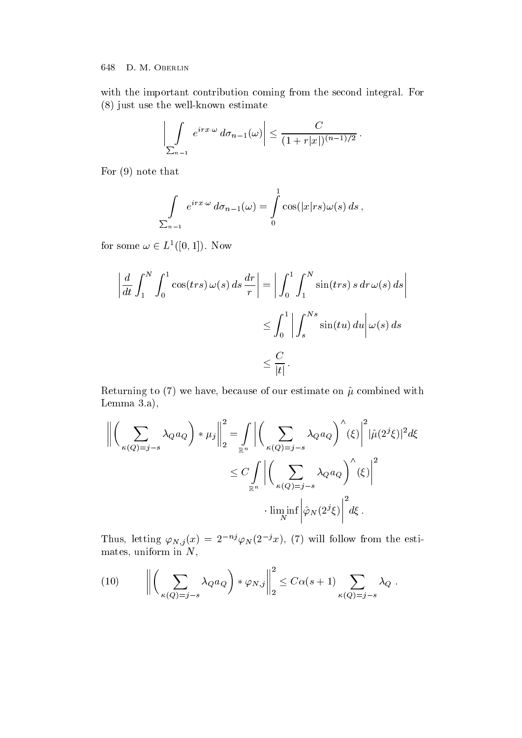with the important contribution coming from the second integral. For (8) just use the well-known estimate

$$\Big| \int_{\Sigma_{n-1}} e^{irx\cdot\omega}\, d\sigma_{n-1}(\omega) \Big| \le \frac{C}{(1+r|x|)^{(n-1)/2}} \,.$$

For (9) note that

$$\int_{\Sigma_{n-1}} e^{irx\cdot\omega}\, d\sigma_{n-1}(\omega) = \int_0^1 \cos(|x|rs)\omega(s)\, ds \,,$$

for some $\omega \in L^1([0,1])$. Now

$$\begin{aligned}
\Big| \frac{d}{dt} \int_1^N \int_0^1 \cos(trs)\, \omega(s)\, ds \, \frac{dr}{r} \Big| &= \Big| \int_0^1 \int_1^N \sin(trs)\, s\, dr\, \omega(s)\, ds \Big| \\
&\le \int_0^1 \Big| \int_s^{Ns} \sin(tu)\, du \Big| \omega(s)\, ds \\
&\le \frac{C}{|t|} \,.
\end{aligned}$$

Returning to (7) we have, because of our estimate on $\hat{\mu}$ combined with Lemma 3.a),

$$\begin{aligned}
\Big\| \Big( \sum_{\kappa(Q)=j-s} \lambda_Q a_Q \Big) * \mu_j \Big\|_2^2 &= \int_{\mathbb{R}^n} \Big| \Big( \sum_{\kappa(Q)=j-s} \lambda_Q a_Q \Big)^{\wedge}(\xi) \Big|^2 |\hat{\mu}(2^j\xi)|^2 d\xi \\
&\le C \int_{\mathbb{R}^n} \Big| \Big( \sum_{\kappa(Q)=j-s} \lambda_Q a_Q \Big)^{\wedge}(\xi) \Big|^2 \\
&\qquad \cdot \liminf_N \Big| \hat{\varphi}_N(2^j\xi) \Big|^2 d\xi \,.
\end{aligned}$$

Thus, letting $\varphi_{N,j}(x) = 2^{-nj}\varphi_N(2^{-j}x)$, (7) will follow from the estimates, uniform in $N$,

$$\Big\| \Big( \sum_{\kappa(Q)=j-s} \lambda_Q a_Q \Big) * \varphi_{N,j} \Big\|_2^2 \le C\alpha(s+1) \sum_{\kappa(Q)=j-s} \lambda_Q \,. \tag{10}$$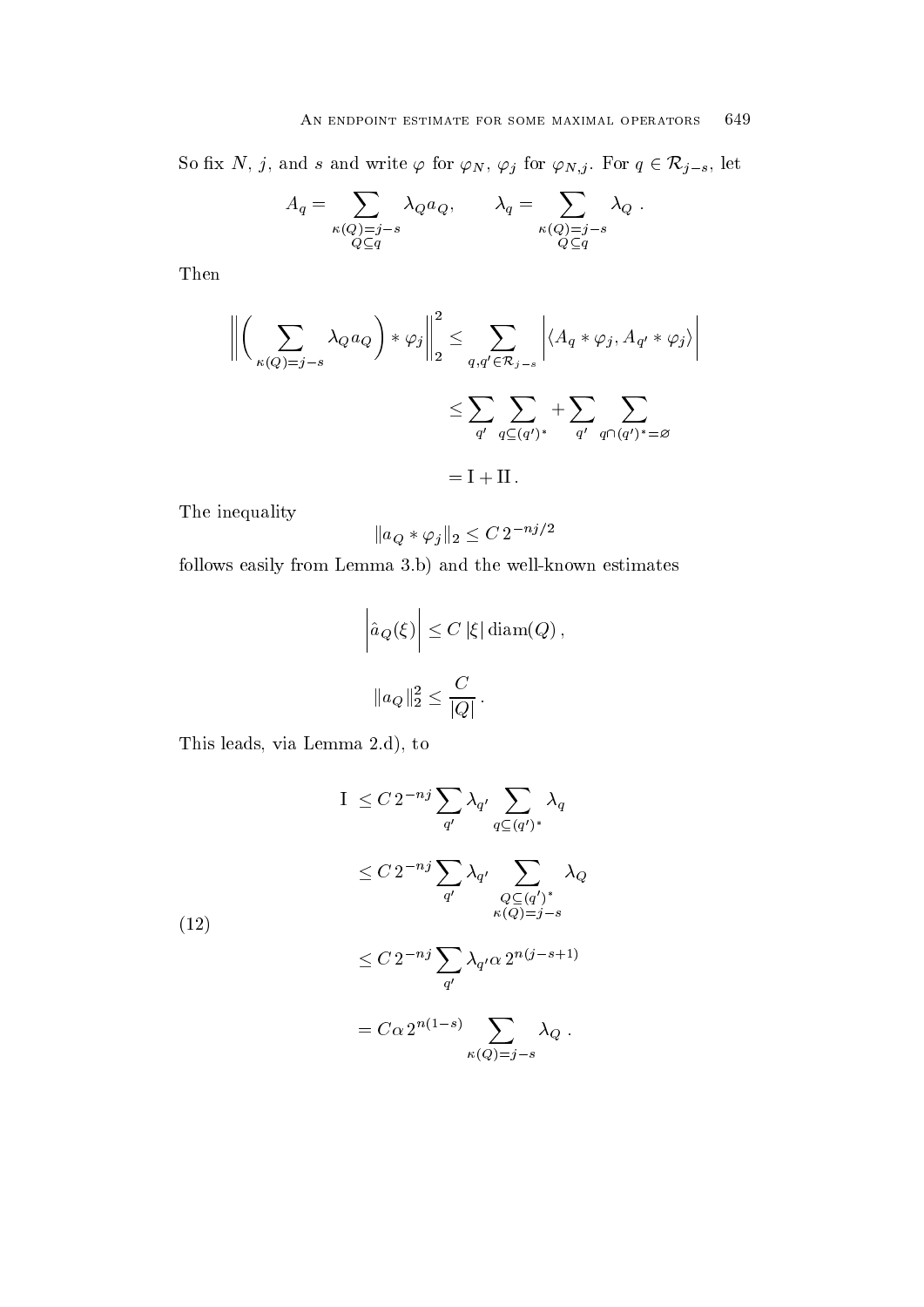So fix $N$, $j$, and $s$ and write $\varphi$ for $\varphi_N$, $\varphi_j$ for $\varphi_{N,j}$. For $q \in \mathcal{R}_{j-s}$, let

$$A_q = \sum_{\substack{\kappa(Q)=j-s \\ Q \subseteq q}} \lambda_Q a_Q, \qquad \lambda_q = \sum_{\substack{\kappa(Q)=j-s \\ Q \subseteq q}} \lambda_Q \,.$$

Then

$$\begin{aligned}
\left\| \left( \sum_{\kappa(Q)=j-s} \lambda_Q a_Q \right) * \varphi_j \right\|_2^2 &\leq \sum_{q, q' \in \mathcal{R}_{j-s}} \left| \langle A_q * \varphi_j, A_{q'} * \varphi_j \rangle \right| \\
&\leq \sum_{q'} \sum_{q \subseteq (q')^*} + \sum_{q'} \sum_{q \cap (q')^* = \varnothing} \\
&= \mathrm{I} + \mathrm{II}\,.
\end{aligned}$$

The inequality

$$\|a_Q * \varphi_j\|_2 \leq C\, 2^{-nj/2}$$

follows easily from Lemma 3.b) and the well-known estimates

$$\left| \hat{a}_Q(\xi) \right| \leq C\, |\xi| \operatorname{diam}(Q)\,,$$

$$\|a_Q\|_2^2 \leq \frac{C}{|Q|}\,.$$

This leads, via Lemma 2.d), to

$$\begin{aligned}
\mathrm{I} \; &\leq C\, 2^{-nj} \sum_{q'} \lambda_{q'} \sum_{q \subseteq (q')^*} \lambda_q \\
&\leq C\, 2^{-nj} \sum_{q'} \lambda_{q'} \sum_{\substack{Q \subseteq (q')^* \\ \kappa(Q)=j-s}} \lambda_Q \\
&\leq C\, 2^{-nj} \sum_{q'} \lambda_{q'} \alpha\, 2^{n(j-s+1)} \\
&= C \alpha\, 2^{n(1-s)} \sum_{\kappa(Q)=j-s} \lambda_Q\,.
\end{aligned} \tag{12}$$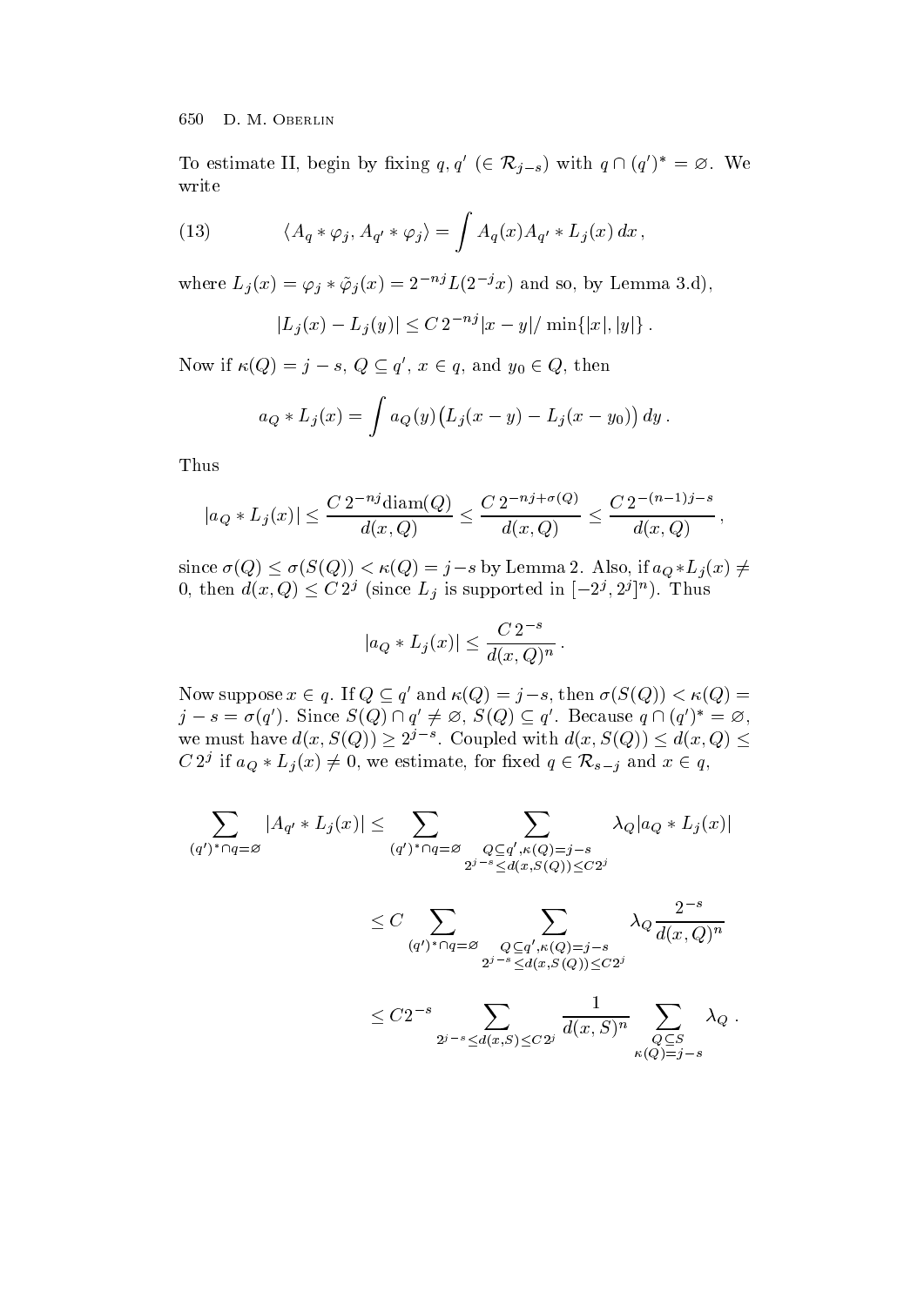To estimate II, begin by fixing $q, q'$ ($\in \mathcal{R}_{j-s}$) with $q \cap (q')^* = \varnothing$. We write

$$\langle A_q * \varphi_j, A_{q'} * \varphi_j \rangle = \int A_q(x) A_{q'} * L_j(x)\, dx\,, \tag{13}$$

where $L_j(x) = \varphi_j * \tilde{\varphi}_j(x) = 2^{-nj} L(2^{-j}x)$ and so, by Lemma 3.d),

$$|L_j(x) - L_j(y)| \leq C\, 2^{-nj} |x-y| / \min\{|x|, |y|\}\,.$$

Now if $\kappa(Q) = j - s$, $Q \subseteq q'$, $x \in q$, and $y_0 \in Q$, then

$$a_Q * L_j(x) = \int a_Q(y) \big( L_j(x-y) - L_j(x - y_0) \big)\, dy\,.$$

Thus

$$|a_Q * L_j(x)| \leq \frac{C\, 2^{-nj} \operatorname{diam}(Q)}{d(x,Q)} \leq \frac{C\, 2^{-nj+\sigma(Q)}}{d(x,Q)} \leq \frac{C\, 2^{-(n-1)j-s}}{d(x,Q)}\,,$$

since $\sigma(Q) \leq \sigma(S(Q)) < \kappa(Q) = j-s$ by Lemma 2. Also, if $a_Q * L_j(x) \neq 0$, then $d(x,Q) \leq C\, 2^j$ (since $L_j$ is supported in $[-2^j, 2^j]^n$). Thus

$$|a_Q * L_j(x)| \leq \frac{C\, 2^{-s}}{d(x,Q)^n}\,.$$

Now suppose $x \in q$. If $Q \subseteq q'$ and $\kappa(Q) = j-s$, then $\sigma(S(Q)) < \kappa(Q) = j - s = \sigma(q')$. Since $S(Q) \cap q' \neq \varnothing$, $S(Q) \subseteq q'$. Because $q \cap (q')^* = \varnothing$, we must have $d(x, S(Q)) \geq 2^{j-s}$. Coupled with $d(x,S(Q)) \leq d(x,Q) \leq C\, 2^j$ if $a_Q * L_j(x) \neq 0$, we estimate, for fixed $q \in \mathcal{R}_{s-j}$ and $x \in q$,

$$\begin{aligned}
\sum_{(q')^* \cap q = \varnothing} |A_{q'} * L_j(x)| &\leq \sum_{(q')^* \cap q = \varnothing} \ \sum_{\substack{Q \subseteq q', \kappa(Q) = j-s \\ 2^{j-s} \leq d(x,S(Q)) \leq C 2^j}} \lambda_Q |a_Q * L_j(x)| \\
&\leq C \sum_{(q')^* \cap q = \varnothing} \ \sum_{\substack{Q \subseteq q', \kappa(Q) = j-s \\ 2^{j-s} \leq d(x,S(Q)) \leq C 2^j}} \lambda_Q \frac{2^{-s}}{d(x,Q)^n} \\
&\leq C 2^{-s} \sum_{2^{j-s} \leq d(x,S) \leq C\, 2^j} \frac{1}{d(x,S)^n} \sum_{\substack{Q \subseteq S \\ \kappa(Q) = j-s}} \lambda_Q\,.
\end{aligned}$$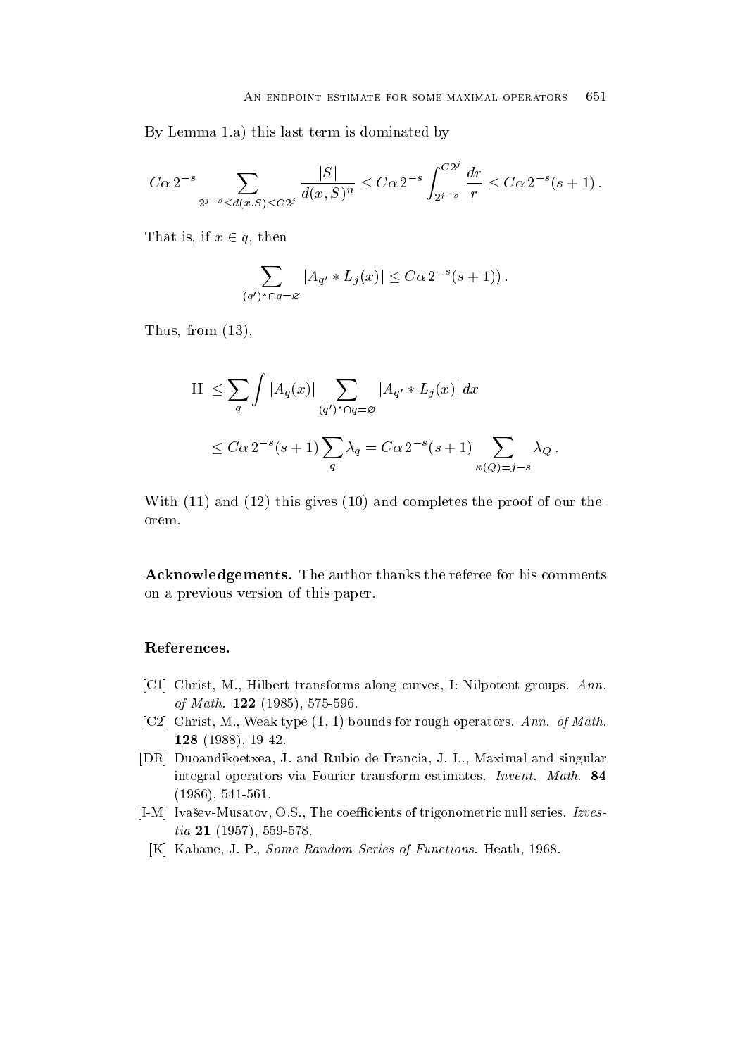By Lemma 1.a) this last term is dominated by

$$
C\alpha\, 2^{-s} \sum_{2^{j-s} \le d(x,S) \le C 2^j} \frac{|S|}{d(x,S)^n} \le C\alpha\, 2^{-s} \int_{2^{j-s}}^{C2^j} \frac{dr}{r} \le C\alpha\, 2^{-s}(s+1)\,.
$$

That is, if $x \in q$, then

$$
\sum_{(q')^* \cap q = \varnothing} |A_{q'} * L_j(x)| \le C\alpha\, 2^{-s}(s+1))\,.
$$

Thus, from (13),

$$
\begin{aligned}
\text{II } &\le \sum_q \int |A_q(x)| \sum_{(q')^* \cap q = \varnothing} |A_{q'} * L_j(x)|\, dx \\
&\le C\alpha\, 2^{-s}(s+1) \sum_q \lambda_q = C\alpha\, 2^{-s}(s+1) \sum_{\kappa(Q)=j-s} \lambda_Q\,.
\end{aligned}
$$

With (11) and (12) this gives (10) and completes the proof of our theorem.

**Acknowledgements.** The author thanks the referee for his comments on a previous version of this paper.

**References.**

[C1] Christ, M., Hilbert transforms along curves, I: Nilpotent groups. *Ann. of Math.* **122** (1985), 575-596.

[C2] Christ, M., Weak type $(1,1)$ bounds for rough operators. *Ann. of Math.* **128** (1988), 19-42.

[DR] Duoandikoetxea, J. and Rubio de Francia, J. L., Maximal and singular integral operators via Fourier transform estimates. *Invent. Math.* **84** (1986), 541-561.

[I-M] Ivašev-Musatov, O.S., The coefficients of trigonometric null series. *Izvestia* **21** (1957), 559-578.

[K] Kahane, J. P., *Some Random Series of Functions*. Heath, 1968.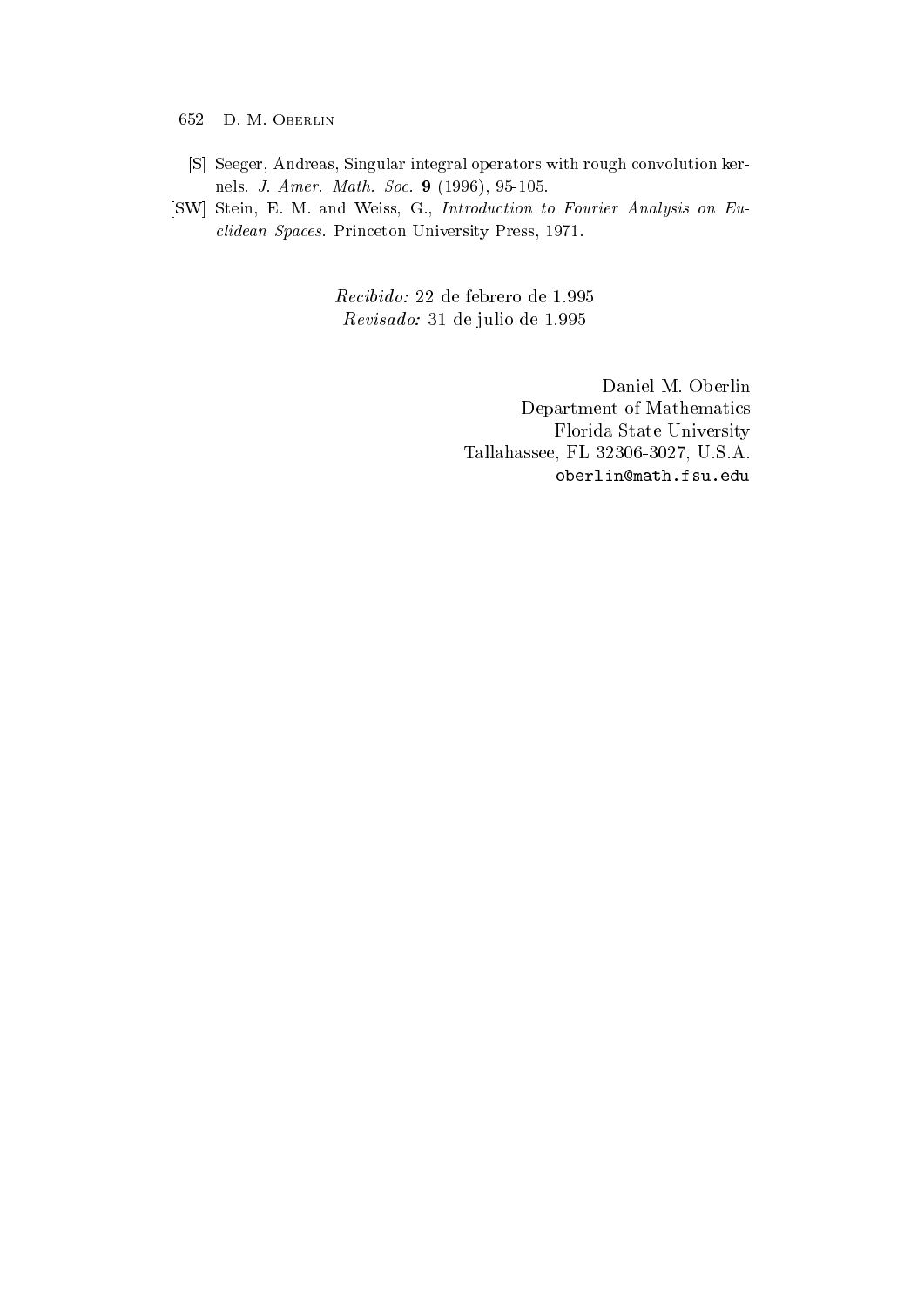[S] Seeger, Andreas, Singular integral operators with rough convolution kernels. *J. Amer. Math. Soc.* **9** (1996), 95-105.

[SW] Stein, E. M. and Weiss, G., *Introduction to Fourier Analysis on Euclidean Spaces*. Princeton University Press, 1971.

*Recibido:* 22 de febrero de 1.995
*Revisado:* 31 de julio de 1.995

Daniel M. Oberlin
Department of Mathematics
Florida State University
Tallahassee, FL 32306-3027, U.S.A.
oberlin@math.fsu.edu